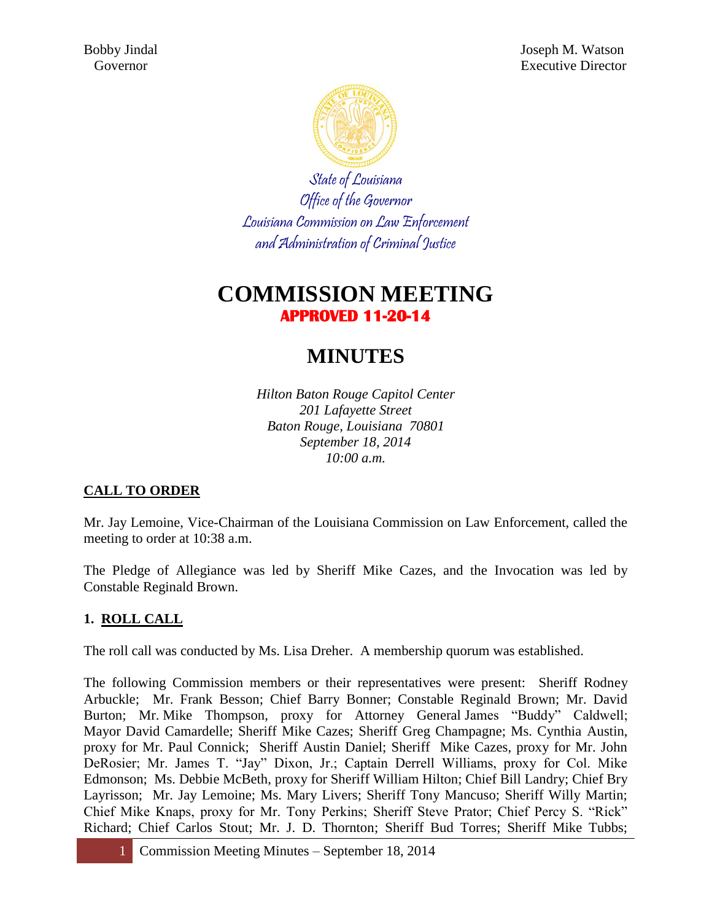Bobby Jindal
Governor

Joseph M. Watson
Executive Director

State of Louisiana
Office of the Governor
Louisiana Commission on Law Enforcement
and Administration of Criminal Justice

# COMMISSION MEETING

**APPROVED 11-20-14**

# MINUTES

*Hilton Baton Rouge Capitol Center*
*201 Lafayette Street*
*Baton Rouge, Louisiana 70801*
*September 18, 2014*
*10:00 a.m.*

## CALL TO ORDER

Mr. Jay Lemoine, Vice-Chairman of the Louisiana Commission on Law Enforcement, called the meeting to order at 10:38 a.m.

The Pledge of Allegiance was led by Sheriff Mike Cazes, and the Invocation was led by Constable Reginald Brown.

## 1. ROLL CALL

The roll call was conducted by Ms. Lisa Dreher. A membership quorum was established.

The following Commission members or their representatives were present: Sheriff Rodney Arbuckle; Mr. Frank Besson; Chief Barry Bonner; Constable Reginald Brown; Mr. David Burton; Mr. Mike Thompson, proxy for Attorney General James "Buddy" Caldwell; Mayor David Camardelle; Sheriff Mike Cazes; Sheriff Greg Champagne; Ms. Cynthia Austin, proxy for Mr. Paul Connick; Sheriff Austin Daniel; Sheriff Mike Cazes, proxy for Mr. John DeRosier; Mr. James T. "Jay" Dixon, Jr.; Captain Derrell Williams, proxy for Col. Mike Edmonson; Ms. Debbie McBeth, proxy for Sheriff William Hilton; Chief Bill Landry; Chief Bry Layrisson; Mr. Jay Lemoine; Ms. Mary Livers; Sheriff Tony Mancuso; Sheriff Willy Martin; Chief Mike Knaps, proxy for Mr. Tony Perkins; Sheriff Steve Prator; Chief Percy S. "Rick" Richard; Chief Carlos Stout; Mr. J. D. Thornton; Sheriff Bud Torres; Sheriff Mike Tubbs;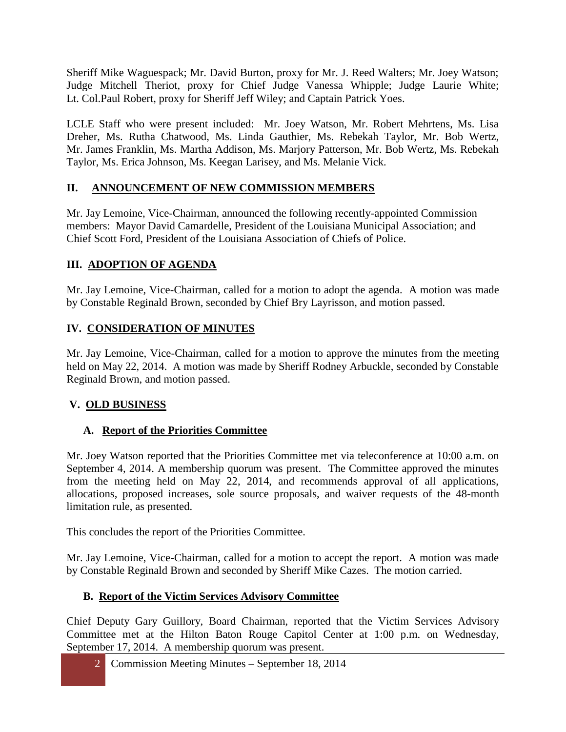Sheriff Mike Waguespack; Mr. David Burton, proxy for Mr. J. Reed Walters; Mr. Joey Watson; Judge Mitchell Theriot, proxy for Chief Judge Vanessa Whipple; Judge Laurie White; Lt. Col.Paul Robert, proxy for Sheriff Jeff Wiley; and Captain Patrick Yoes.

LCLE Staff who were present included: Mr. Joey Watson, Mr. Robert Mehrtens, Ms. Lisa Dreher, Ms. Rutha Chatwood, Ms. Linda Gauthier, Ms. Rebekah Taylor, Mr. Bob Wertz, Mr. James Franklin, Ms. Martha Addison, Ms. Marjory Patterson, Mr. Bob Wertz, Ms. Rebekah Taylor, Ms. Erica Johnson, Ms. Keegan Larisey, and Ms. Melanie Vick.

## II. ANNOUNCEMENT OF NEW COMMISSION MEMBERS

Mr. Jay Lemoine, Vice-Chairman, announced the following recently-appointed Commission members: Mayor David Camardelle, President of the Louisiana Municipal Association; and Chief Scott Ford, President of the Louisiana Association of Chiefs of Police.

## III. ADOPTION OF AGENDA

Mr. Jay Lemoine, Vice-Chairman, called for a motion to adopt the agenda. A motion was made by Constable Reginald Brown, seconded by Chief Bry Layrisson, and motion passed.

## IV. CONSIDERATION OF MINUTES

Mr. Jay Lemoine, Vice-Chairman, called for a motion to approve the minutes from the meeting held on May 22, 2014. A motion was made by Sheriff Rodney Arbuckle, seconded by Constable Reginald Brown, and motion passed.

## V. OLD BUSINESS

### A. Report of the Priorities Committee

Mr. Joey Watson reported that the Priorities Committee met via teleconference at 10:00 a.m. on September 4, 2014. A membership quorum was present. The Committee approved the minutes from the meeting held on May 22, 2014, and recommends approval of all applications, allocations, proposed increases, sole source proposals, and waiver requests of the 48-month limitation rule, as presented.

This concludes the report of the Priorities Committee.

Mr. Jay Lemoine, Vice-Chairman, called for a motion to accept the report. A motion was made by Constable Reginald Brown and seconded by Sheriff Mike Cazes. The motion carried.

### B. Report of the Victim Services Advisory Committee

Chief Deputy Gary Guillory, Board Chairman, reported that the Victim Services Advisory Committee met at the Hilton Baton Rouge Capitol Center at 1:00 p.m. on Wednesday, September 17, 2014. A membership quorum was present.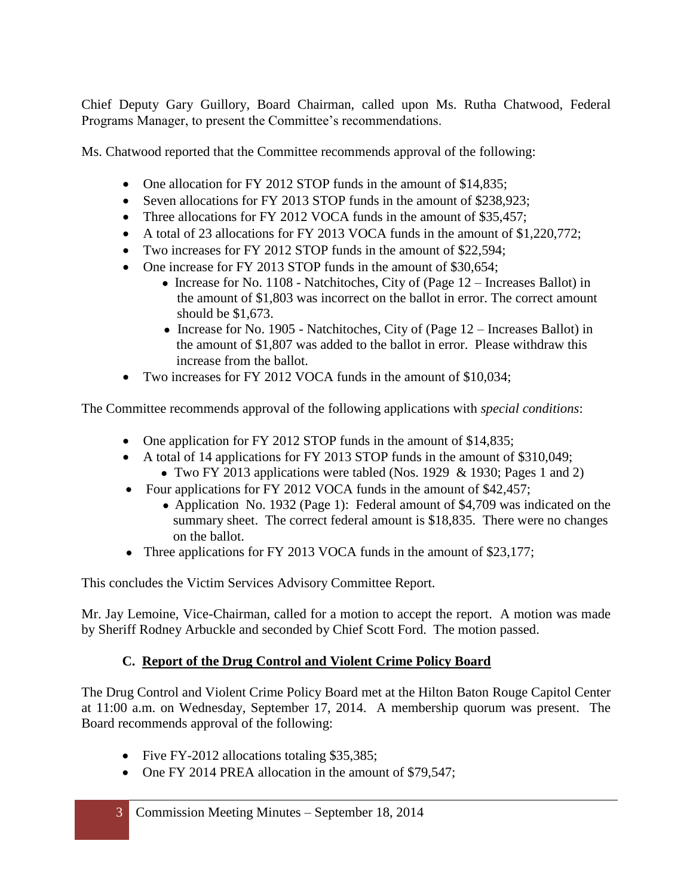Chief Deputy Gary Guillory, Board Chairman, called upon Ms. Rutha Chatwood, Federal Programs Manager, to present the Committee's recommendations.

Ms. Chatwood reported that the Committee recommends approval of the following:

- One allocation for FY 2012 STOP funds in the amount of $14,835;
- Seven allocations for FY 2013 STOP funds in the amount of $238,923;
- Three allocations for FY 2012 VOCA funds in the amount of $35,457;
- A total of 23 allocations for FY 2013 VOCA funds in the amount of $1,220,772;
- Two increases for FY 2012 STOP funds in the amount of $22,594;
- One increase for FY 2013 STOP funds in the amount of $30,654;
  - Increase for No. 1108 - Natchitoches, City of (Page 12 – Increases Ballot) in the amount of $1,803 was incorrect on the ballot in error. The correct amount should be $1,673.
  - Increase for No. 1905 - Natchitoches, City of (Page 12 – Increases Ballot) in the amount of $1,807 was added to the ballot in error. Please withdraw this increase from the ballot.
- Two increases for FY 2012 VOCA funds in the amount of $10,034;

The Committee recommends approval of the following applications with *special conditions*:

- One application for FY 2012 STOP funds in the amount of $14,835;
- A total of 14 applications for FY 2013 STOP funds in the amount of $310,049;
  - Two FY 2013 applications were tabled (Nos. 1929 & 1930; Pages 1 and 2)
- Four applications for FY 2012 VOCA funds in the amount of $42,457;
  - Application No. 1932 (Page 1): Federal amount of $4,709 was indicated on the summary sheet. The correct federal amount is $18,835. There were no changes on the ballot.
- Three applications for FY 2013 VOCA funds in the amount of $23,177;

This concludes the Victim Services Advisory Committee Report.

Mr. Jay Lemoine, Vice-Chairman, called for a motion to accept the report. A motion was made by Sheriff Rodney Arbuckle and seconded by Chief Scott Ford. The motion passed.

### C. Report of the Drug Control and Violent Crime Policy Board

The Drug Control and Violent Crime Policy Board met at the Hilton Baton Rouge Capitol Center at 11:00 a.m. on Wednesday, September 17, 2014. A membership quorum was present. The Board recommends approval of the following:

- Five FY-2012 allocations totaling $35,385;
- One FY 2014 PREA allocation in the amount of $79,547;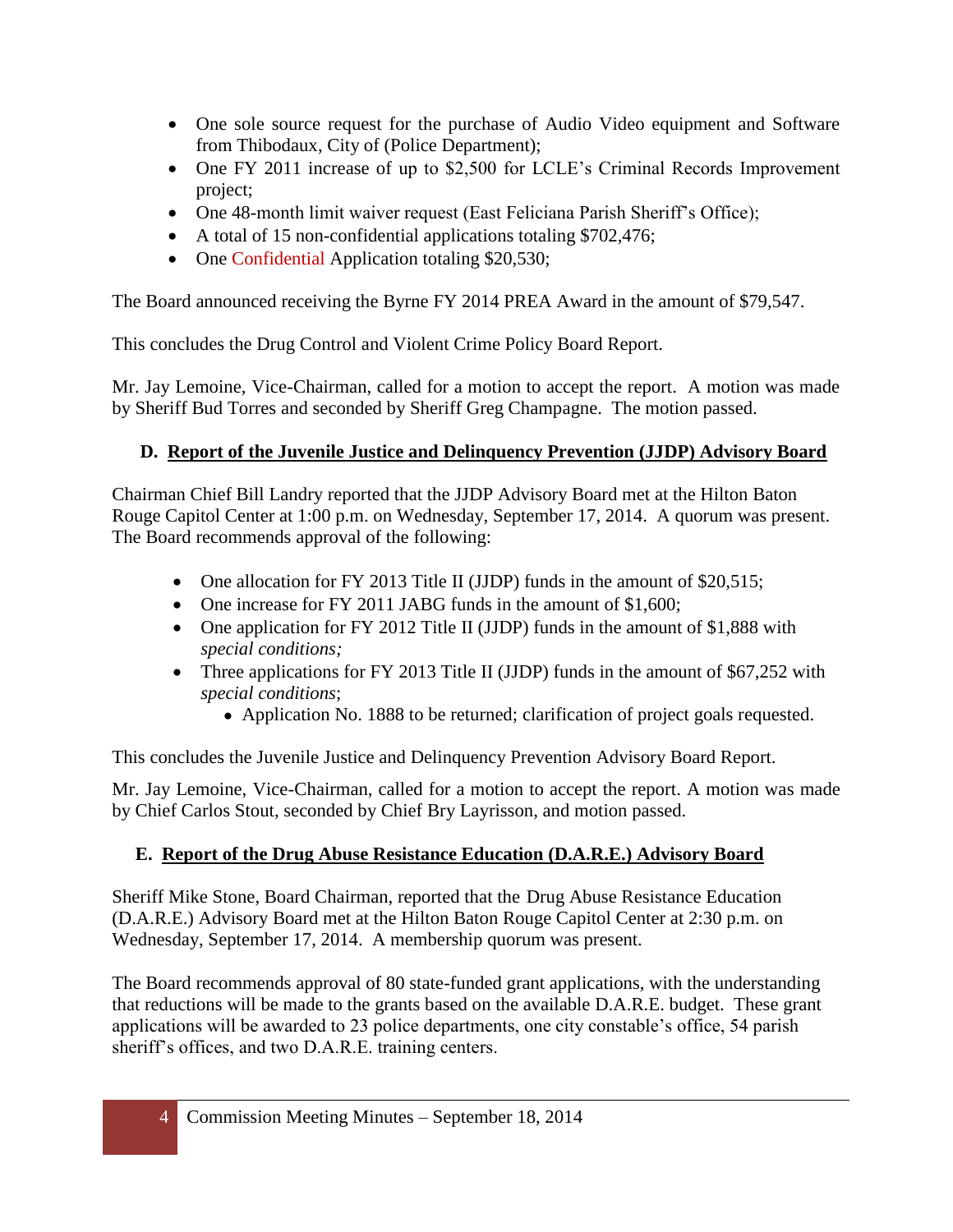- One sole source request for the purchase of Audio Video equipment and Software from Thibodaux, City of (Police Department);
- One FY 2011 increase of up to $2,500 for LCLE's Criminal Records Improvement project;
- One 48-month limit waiver request (East Feliciana Parish Sheriff's Office);
- A total of 15 non-confidential applications totaling $702,476;
- One Confidential Application totaling $20,530;

The Board announced receiving the Byrne FY 2014 PREA Award in the amount of $79,547.

This concludes the Drug Control and Violent Crime Policy Board Report.

Mr. Jay Lemoine, Vice-Chairman, called for a motion to accept the report. A motion was made by Sheriff Bud Torres and seconded by Sheriff Greg Champagne. The motion passed.

## D. Report of the Juvenile Justice and Delinquency Prevention (JJDP) Advisory Board

Chairman Chief Bill Landry reported that the JJDP Advisory Board met at the Hilton Baton Rouge Capitol Center at 1:00 p.m. on Wednesday, September 17, 2014. A quorum was present. The Board recommends approval of the following:

- One allocation for FY 2013 Title II (JJDP) funds in the amount of $20,515;
- One increase for FY 2011 JABG funds in the amount of $1,600;
- One application for FY 2012 Title II (JJDP) funds in the amount of $1,888 with *special conditions;*
- Three applications for FY 2013 Title II (JJDP) funds in the amount of $67,252 with *special conditions*;
  - Application No. 1888 to be returned; clarification of project goals requested.

This concludes the Juvenile Justice and Delinquency Prevention Advisory Board Report.

Mr. Jay Lemoine, Vice-Chairman, called for a motion to accept the report. A motion was made by Chief Carlos Stout, seconded by Chief Bry Layrisson, and motion passed.

## E. Report of the Drug Abuse Resistance Education (D.A.R.E.) Advisory Board

Sheriff Mike Stone, Board Chairman, reported that the Drug Abuse Resistance Education (D.A.R.E.) Advisory Board met at the Hilton Baton Rouge Capitol Center at 2:30 p.m. on Wednesday, September 17, 2014. A membership quorum was present.

The Board recommends approval of 80 state-funded grant applications, with the understanding that reductions will be made to the grants based on the available D.A.R.E. budget. These grant applications will be awarded to 23 police departments, one city constable's office, 54 parish sheriff's offices, and two D.A.R.E. training centers.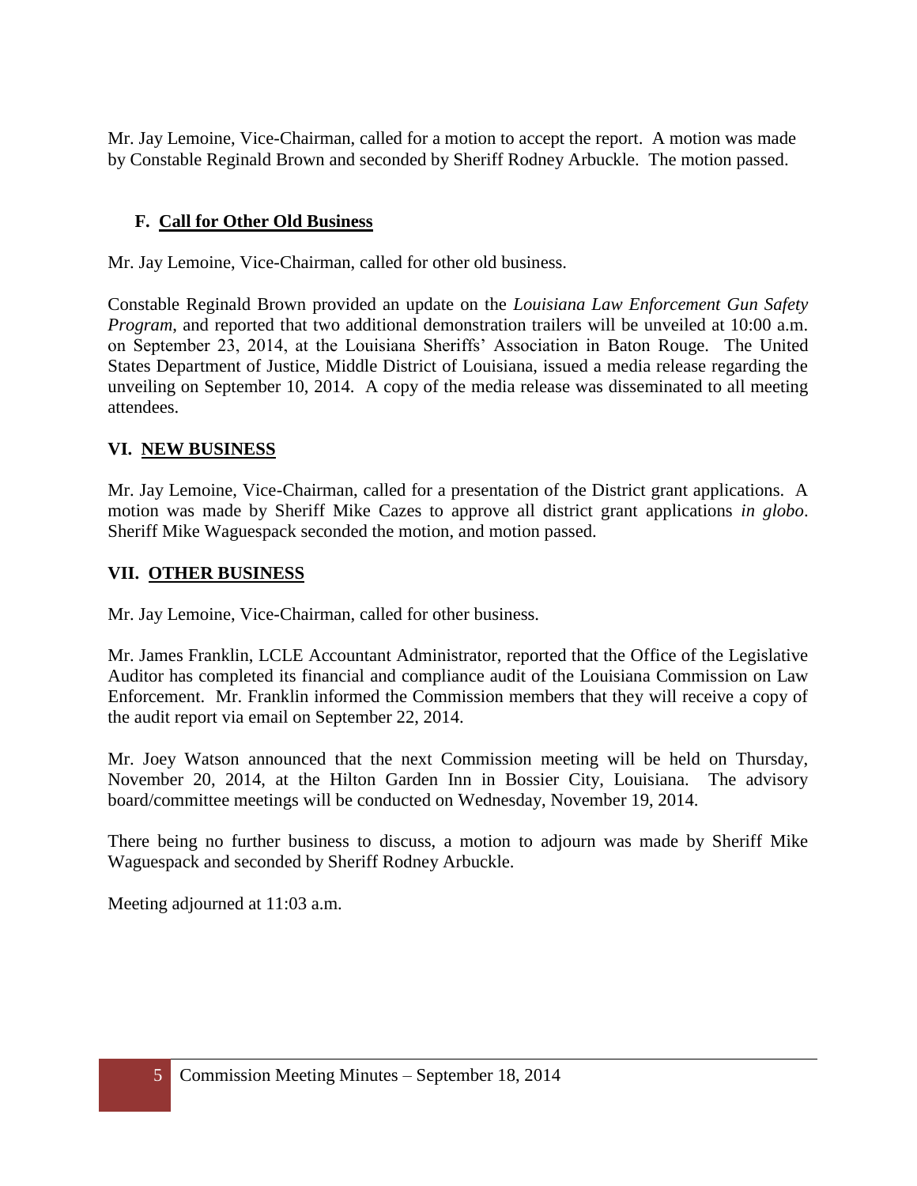Mr. Jay Lemoine, Vice-Chairman, called for a motion to accept the report. A motion was made by Constable Reginald Brown and seconded by Sheriff Rodney Arbuckle. The motion passed.

### F. <u>Call for Other Old Business</u>

Mr. Jay Lemoine, Vice-Chairman, called for other old business.

Constable Reginald Brown provided an update on the *Louisiana Law Enforcement Gun Safety Program*, and reported that two additional demonstration trailers will be unveiled at 10:00 a.m. on September 23, 2014, at the Louisiana Sheriffs' Association in Baton Rouge. The United States Department of Justice, Middle District of Louisiana, issued a media release regarding the unveiling on September 10, 2014. A copy of the media release was disseminated to all meeting attendees.

## VI. <u>NEW BUSINESS</u>

Mr. Jay Lemoine, Vice-Chairman, called for a presentation of the District grant applications. A motion was made by Sheriff Mike Cazes to approve all district grant applications *in globo*. Sheriff Mike Waguespack seconded the motion, and motion passed.

## VII. <u>OTHER BUSINESS</u>

Mr. Jay Lemoine, Vice-Chairman, called for other business.

Mr. James Franklin, LCLE Accountant Administrator, reported that the Office of the Legislative Auditor has completed its financial and compliance audit of the Louisiana Commission on Law Enforcement. Mr. Franklin informed the Commission members that they will receive a copy of the audit report via email on September 22, 2014.

Mr. Joey Watson announced that the next Commission meeting will be held on Thursday, November 20, 2014, at the Hilton Garden Inn in Bossier City, Louisiana. The advisory board/committee meetings will be conducted on Wednesday, November 19, 2014.

There being no further business to discuss, a motion to adjourn was made by Sheriff Mike Waguespack and seconded by Sheriff Rodney Arbuckle.

Meeting adjourned at 11:03 a.m.